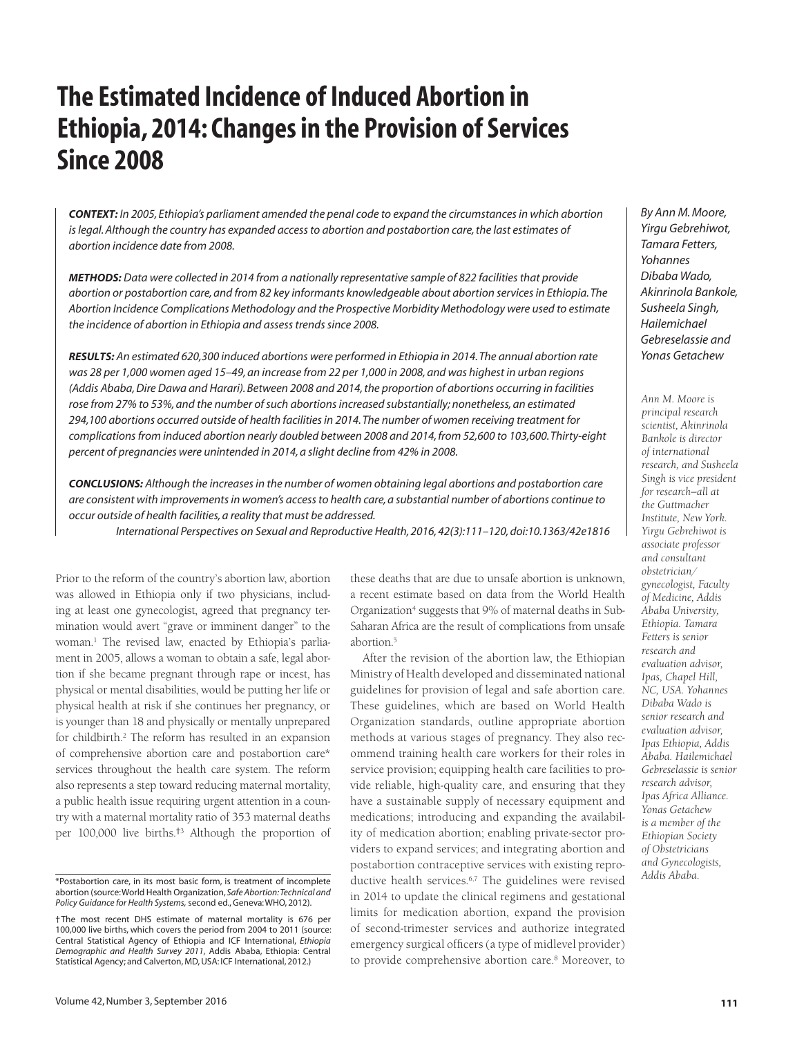# The Estimated Incidence of Induced Abortion in Ethiopia, 2014: Changes in the Provision of Services Since 2008

*By Ann M. Moore, Yirgu Gebrehiwot, Tamara Fetters, Yohannes Dibaba Wado, Akinrinola Bankole, Susheela Singh, Hailemichael Gebreselassie and Yonas Getachew*

***CONTEXT:*** *In 2005, Ethiopia's parliament amended the penal code to expand the circumstances in which abortion is legal. Although the country has expanded access to abortion and postabortion care, the last estimates of abortion incidence date from 2008.*

***METHODS:*** *Data were collected in 2014 from a nationally representative sample of 822 facilities that provide abortion or postabortion care, and from 82 key informants knowledgeable about abortion services in Ethiopia. The Abortion Incidence Complications Methodology and the Prospective Morbidity Methodology were used to estimate the incidence of abortion in Ethiopia and assess trends since 2008.*

***RESULTS:*** *An estimated 620,300 induced abortions were performed in Ethiopia in 2014. The annual abortion rate was 28 per 1,000 women aged 15–49, an increase from 22 per 1,000 in 2008, and was highest in urban regions (Addis Ababa, Dire Dawa and Harari). Between 2008 and 2014, the proportion of abortions occurring in facilities rose from 27% to 53%, and the number of such abortions increased substantially; nonetheless, an estimated 294,100 abortions occurred outside of health facilities in 2014. The number of women receiving treatment for complications from induced abortion nearly doubled between 2008 and 2014, from 52,600 to 103,600. Thirty-eight percent of pregnancies were unintended in 2014, a slight decline from 42% in 2008.*

***CONCLUSIONS:*** *Although the increases in the number of women obtaining legal abortions and postabortion care are consistent with improvements in women's access to health care, a substantial number of abortions continue to occur outside of health facilities, a reality that must be addressed.*

*International Perspectives on Sexual and Reproductive Health, 2016, 42(3):111–120, doi:10.1363/42e1816*

*Ann M. Moore is principal research scientist, Akinrinola Bankole is director of international research, and Susheela Singh is vice president for research—all at the Guttmacher Institute, New York. Yirgu Gebrehiwot is associate professor and consultant obstetrician/gynecologist, Faculty of Medicine, Addis Ababa University, Ethiopia. Tamara Fetters is senior research and evaluation advisor, Ipas, Chapel Hill, NC, USA. Yohannes Dibaba Wado is senior research and evaluation advisor, Ipas Ethiopia, Addis Ababa. Hailemichael Gebreselassie is senior research advisor, Ipas Africa Alliance. Yonas Getachew is a member of the Ethiopian Society of Obstetricians and Gynecologists, Addis Ababa.*

Prior to the reform of the country's abortion law, abortion was allowed in Ethiopia only if two physicians, including at least one gynecologist, agreed that pregnancy termination would avert "grave or imminent danger" to the woman.[1] The revised law, enacted by Ethiopia's parliament in 2005, allows a woman to obtain a safe, legal abortion if she became pregnant through rape or incest, has physical or mental disabilities, would be putting her life or physical health at risk if she continues her pregnancy, or is younger than 18 and physically or mentally unprepared for childbirth.[2] The reform has resulted in an expansion of comprehensive abortion care and postabortion care* services throughout the health care system. The reform also represents a step toward reducing maternal mortality, a public health issue requiring urgent attention in a country with a maternal mortality ratio of 353 maternal deaths per 100,000 live births.†[3] Although the proportion of these deaths that are due to unsafe abortion is unknown, a recent estimate based on data from the World Health Organization[4] suggests that 9% of maternal deaths in Sub-Saharan Africa are the result of complications from unsafe abortion.[5]

After the revision of the abortion law, the Ethiopian Ministry of Health developed and disseminated national guidelines for provision of legal and safe abortion care. These guidelines, which are based on World Health Organization standards, outline appropriate abortion methods at various stages of pregnancy. They also recommend training health care workers for their roles in service provision; equipping health care facilities to provide reliable, high-quality care, and ensuring that they have a sustainable supply of necessary equipment and medications; introducing and expanding the availability of medication abortion; enabling private-sector providers to expand services; and integrating abortion and postabortion contraceptive services with existing reproductive health services.[6,7] The guidelines were revised in 2014 to update the clinical regimens and gestational limits for medication abortion, expand the provision of second-trimester services and authorize integrated emergency surgical officers (a type of midlevel provider) to provide comprehensive abortion care.[8] Moreover, to

\*Postabortion care, in its most basic form, is treatment of incomplete abortion (source: World Health Organization, *Safe Abortion: Technical and Policy Guidance for Health Systems,* second ed., Geneva: WHO, 2012).

†The most recent DHS estimate of maternal mortality is 676 per 100,000 live births, which covers the period from 2004 to 2011 (source: Central Statistical Agency of Ethiopia and ICF International, *Ethiopia Demographic and Health Survey 2011*, Addis Ababa, Ethiopia: Central Statistical Agency; and Calverton, MD, USA: ICF International, 2012.)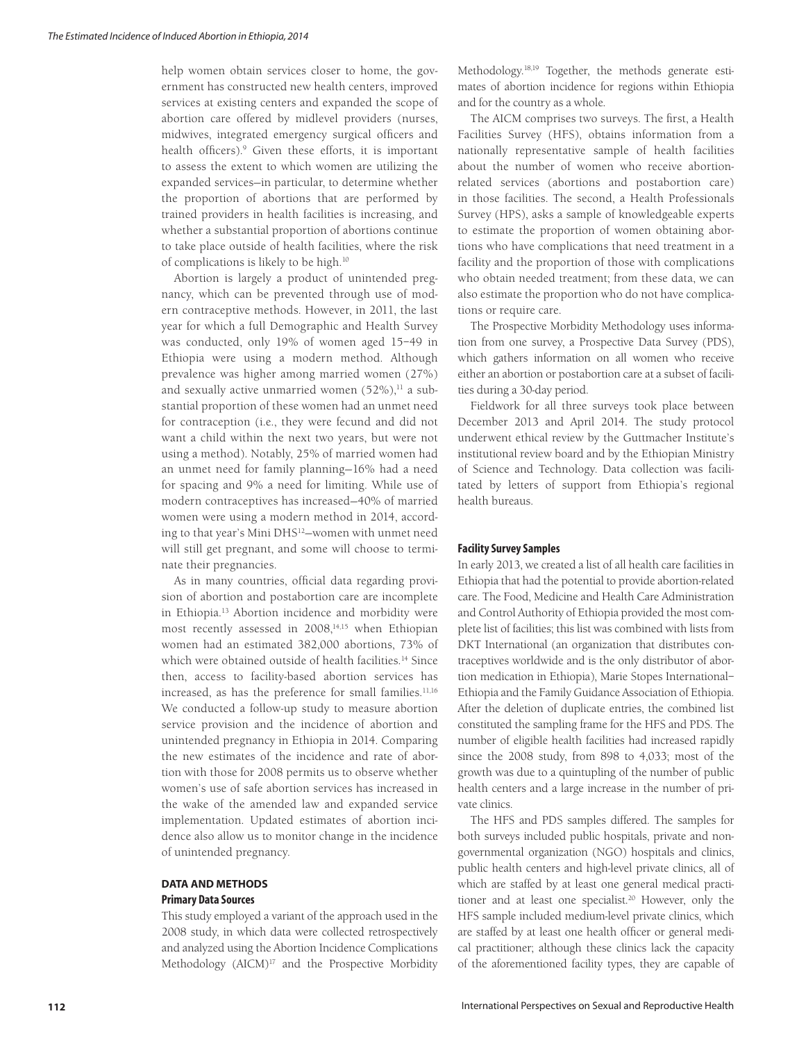help women obtain services closer to home, the government has constructed new health centers, improved services at existing centers and expanded the scope of abortion care offered by midlevel providers (nurses, midwives, integrated emergency surgical officers and health officers).[9] Given these efforts, it is important to assess the extent to which women are utilizing the expanded services—in particular, to determine whether the proportion of abortions that are performed by trained providers in health facilities is increasing, and whether a substantial proportion of abortions continue to take place outside of health facilities, where the risk of complications is likely to be high.[10]

Abortion is largely a product of unintended pregnancy, which can be prevented through use of modern contraceptive methods. However, in 2011, the last year for which a full Demographic and Health Survey was conducted, only 19% of women aged 15–49 in Ethiopia were using a modern method. Although prevalence was higher among married women (27%) and sexually active unmarried women (52%),[11] a substantial proportion of these women had an unmet need for contraception (i.e., they were fecund and did not want a child within the next two years, but were not using a method). Notably, 25% of married women had an unmet need for family planning—16% had a need for spacing and 9% a need for limiting. While use of modern contraceptives has increased—40% of married women were using a modern method in 2014, according to that year's Mini DHS[12]—women with unmet need will still get pregnant, and some will choose to terminate their pregnancies.

As in many countries, official data regarding provision of abortion and postabortion care are incomplete in Ethiopia.[13] Abortion incidence and morbidity were most recently assessed in 2008,[14,15] when Ethiopian women had an estimated 382,000 abortions, 73% of which were obtained outside of health facilities.[14] Since then, access to facility-based abortion services has increased, as has the preference for small families.[11,16] We conducted a follow-up study to measure abortion service provision and the incidence of abortion and unintended pregnancy in Ethiopia in 2014. Comparing the new estimates of the incidence and rate of abortion with those for 2008 permits us to observe whether women's use of safe abortion services has increased in the wake of the amended law and expanded service implementation. Updated estimates of abortion incidence also allow us to monitor change in the incidence of unintended pregnancy.

## DATA AND METHODS

### Primary Data Sources

This study employed a variant of the approach used in the 2008 study, in which data were collected retrospectively and analyzed using the Abortion Incidence Complications Methodology (AICM)[17] and the Prospective Morbidity Methodology.[18,19] Together, the methods generate estimates of abortion incidence for regions within Ethiopia and for the country as a whole.

The AICM comprises two surveys. The first, a Health Facilities Survey (HFS), obtains information from a nationally representative sample of health facilities about the number of women who receive abortion-related services (abortions and postabortion care) in those facilities. The second, a Health Professionals Survey (HPS), asks a sample of knowledgeable experts to estimate the proportion of women obtaining abortions who have complications that need treatment in a facility and the proportion of those with complications who obtain needed treatment; from these data, we can also estimate the proportion who do not have complications or require care.

The Prospective Morbidity Methodology uses information from one survey, a Prospective Data Survey (PDS), which gathers information on all women who receive either an abortion or postabortion care at a subset of facilities during a 30-day period.

Fieldwork for all three surveys took place between December 2013 and April 2014. The study protocol underwent ethical review by the Guttmacher Institute's institutional review board and by the Ethiopian Ministry of Science and Technology. Data collection was facilitated by letters of support from Ethiopia's regional health bureaus.

### Facility Survey Samples

In early 2013, we created a list of all health care facilities in Ethiopia that had the potential to provide abortion-related care. The Food, Medicine and Health Care Administration and Control Authority of Ethiopia provided the most complete list of facilities; this list was combined with lists from DKT International (an organization that distributes contraceptives worldwide and is the only distributor of abortion medication in Ethiopia), Marie Stopes International–Ethiopia and the Family Guidance Association of Ethiopia. After the deletion of duplicate entries, the combined list constituted the sampling frame for the HFS and PDS. The number of eligible health facilities had increased rapidly since the 2008 study, from 898 to 4,033; most of the growth was due to a quintupling of the number of public health centers and a large increase in the number of private clinics.

The HFS and PDS samples differed. The samples for both surveys included public hospitals, private and nongovernmental organization (NGO) hospitals and clinics, public health centers and high-level private clinics, all of which are staffed by at least one general medical practitioner and at least one specialist.[20] However, only the HFS sample included medium-level private clinics, which are staffed by at least one health officer or general medical practitioner; although these clinics lack the capacity of the aforementioned facility types, they are capable of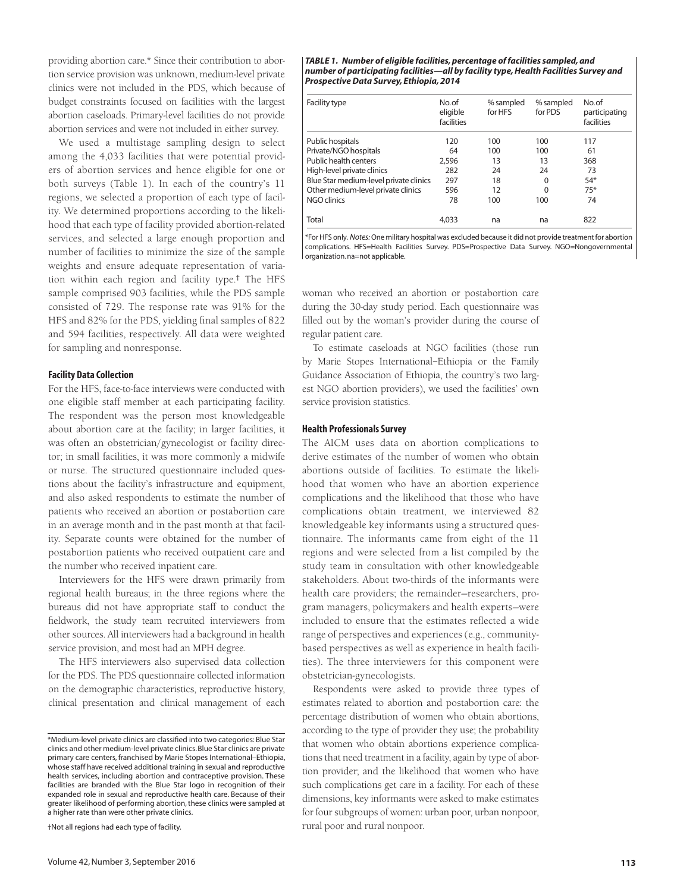providing abortion care.* Since their contribution to abortion service provision was unknown, medium-level private clinics were not included in the PDS, which because of budget constraints focused on facilities with the largest abortion caseloads. Primary-level facilities do not provide abortion services and were not included in either survey.

We used a multistage sampling design to select among the 4,033 facilities that were potential providers of abortion services and hence eligible for one or both surveys (Table 1). In each of the country's 11 regions, we selected a proportion of each type of facility. We determined proportions according to the likelihood that each type of facility provided abortion-related services, and selected a large enough proportion and number of facilities to minimize the size of the sample weights and ensure adequate representation of variation within each region and facility type.† The HFS sample comprised 903 facilities, while the PDS sample consisted of 729. The response rate was 91% for the HFS and 82% for the PDS, yielding final samples of 822 and 594 facilities, respectively. All data were weighted for sampling and nonresponse.

**TABLE 1. Number of eligible facilities, percentage of facilities sampled, and number of participating facilities—all by facility type, Health Facilities Survey and Prospective Data Survey, Ethiopia, 2014**

| Facility type | No. of eligible facilities | % sampled for HFS | % sampled for PDS | No. of participating facilities |
|---|---|---|---|---|
| Public hospitals | 120 | 100 | 100 | 117 |
| Private/NGO hospitals | 64 | 100 | 100 | 61 |
| Public health centers | 2,596 | 13 | 13 | 368 |
| High-level private clinics | 282 | 24 | 24 | 73 |
| Blue Star medium-level private clinics | 297 | 18 | 0 | 54* |
| Other medium-level private clinics | 596 | 12 | 0 | 75* |
| NGO clinics | 78 | 100 | 100 | 74 |
| Total | 4,033 | na | na | 822 |

*For HFS only. *Notes:* One military hospital was excluded because it did not provide treatment for abortion complications. HFS=Health Facilities Survey. PDS=Prospective Data Survey. NGO=Nongovernmental organization. na=not applicable.

### Facility Data Collection

For the HFS, face-to-face interviews were conducted with one eligible staff member at each participating facility. The respondent was the person most knowledgeable about abortion care at the facility; in larger facilities, it was often an obstetrician/gynecologist or facility director; in small facilities, it was more commonly a midwife or nurse. The structured questionnaire included questions about the facility's infrastructure and equipment, and also asked respondents to estimate the number of patients who received an abortion or postabortion care in an average month and in the past month at that facility. Separate counts were obtained for the number of postabortion patients who received outpatient care and the number who received inpatient care.

Interviewers for the HFS were drawn primarily from regional health bureaus; in the three regions where the bureaus did not have appropriate staff to conduct the fieldwork, the study team recruited interviewers from other sources. All interviewers had a background in health service provision, and most had an MPH degree.

The HFS interviewers also supervised data collection for the PDS. The PDS questionnaire collected information on the demographic characteristics, reproductive history, clinical presentation and clinical management of each woman who received an abortion or postabortion care during the 30-day study period. Each questionnaire was filled out by the woman's provider during the course of regular patient care.

To estimate caseloads at NGO facilities (those run by Marie Stopes International–Ethiopia or the Family Guidance Association of Ethiopia, the country's two largest NGO abortion providers), we used the facilities' own service provision statistics.

### Health Professionals Survey

The AICM uses data on abortion complications to derive estimates of the number of women who obtain abortions outside of facilities. To estimate the likelihood that women who have an abortion experience complications and the likelihood that those who have complications obtain treatment, we interviewed 82 knowledgeable key informants using a structured questionnaire. The informants came from eight of the 11 regions and were selected from a list compiled by the study team in consultation with other knowledgeable stakeholders. About two-thirds of the informants were health care providers; the remainder—researchers, program managers, policymakers and health experts—were included to ensure that the estimates reflected a wide range of perspectives and experiences (e.g., community-based perspectives as well as experience in health facilities). The three interviewers for this component were obstetrician-gynecologists.

Respondents were asked to provide three types of estimates related to abortion and postabortion care: the percentage distribution of women who obtain abortions, according to the type of provider they use; the probability that women who obtain abortions experience complications that need treatment in a facility, again by type of abortion provider; and the likelihood that women who have such complications get care in a facility. For each of these dimensions, key informants were asked to make estimates for four subgroups of women: urban poor, urban nonpoor, rural poor and rural nonpoor.

---

*Medium-level private clinics are classified into two categories: Blue Star clinics and other medium-level private clinics. Blue Star clinics are private primary care centers, franchised by Marie Stopes International–Ethiopia, whose staff have received additional training in sexual and reproductive health services, including abortion and contraceptive provision. These facilities are branded with the Blue Star logo in recognition of their expanded role in sexual and reproductive health care. Because of their greater likelihood of performing abortion, these clinics were sampled at a higher rate than were other private clinics.

†Not all regions had each type of facility.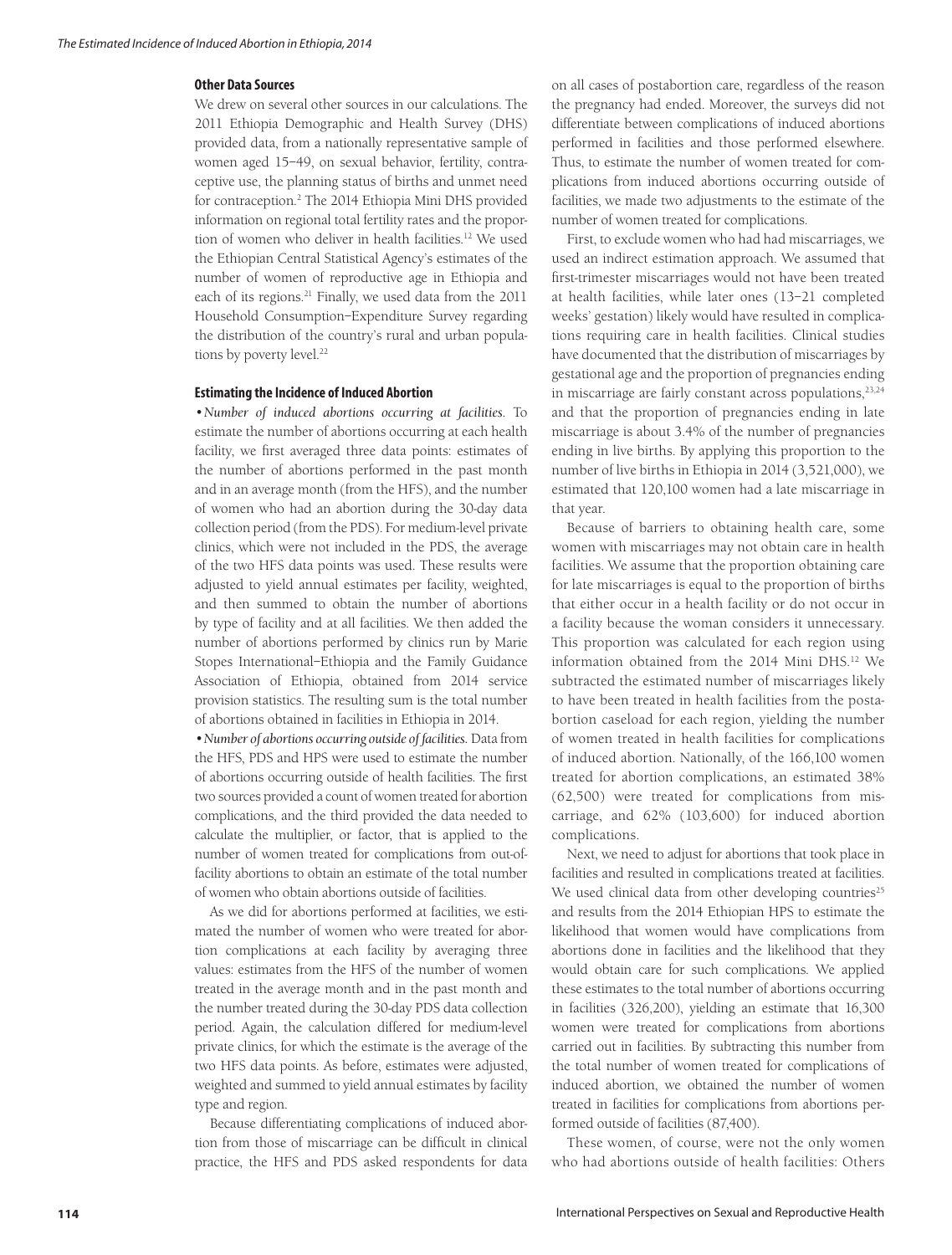### Other Data Sources

We drew on several other sources in our calculations. The 2011 Ethiopia Demographic and Health Survey (DHS) provided data, from a nationally representative sample of women aged 15–49, on sexual behavior, fertility, contraceptive use, the planning status of births and unmet need for contraception.[2] The 2014 Ethiopia Mini DHS provided information on regional total fertility rates and the proportion of women who deliver in health facilities.[12] We used the Ethiopian Central Statistical Agency's estimates of the number of women of reproductive age in Ethiopia and each of its regions.[21] Finally, we used data from the 2011 Household Consumption–Expenditure Survey regarding the distribution of the country's rural and urban populations by poverty level.[22]

### Estimating the Incidence of Induced Abortion

• *Number of induced abortions occurring at facilities.* To estimate the number of abortions occurring at each health facility, we first averaged three data points: estimates of the number of abortions performed in the past month and in an average month (from the HFS), and the number of women who had an abortion during the 30-day data collection period (from the PDS). For medium-level private clinics, which were not included in the PDS, the average of the two HFS data points was used. These results were adjusted to yield annual estimates per facility, weighted, and then summed to obtain the number of abortions by type of facility and at all facilities. We then added the number of abortions performed by clinics run by Marie Stopes International–Ethiopia and the Family Guidance Association of Ethiopia, obtained from 2014 service provision statistics. The resulting sum is the total number of abortions obtained in facilities in Ethiopia in 2014.

• *Number of abortions occurring outside of facilities.* Data from the HFS, PDS and HPS were used to estimate the number of abortions occurring outside of health facilities. The first two sources provided a count of women treated for abortion complications, and the third provided the data needed to calculate the multiplier, or factor, that is applied to the number of women treated for complications from out-of-facility abortions to obtain an estimate of the total number of women who obtain abortions outside of facilities.

As we did for abortions performed at facilities, we estimated the number of women who were treated for abortion complications at each facility by averaging three values: estimates from the HFS of the number of women treated in the average month and in the past month and the number treated during the 30-day PDS data collection period. Again, the calculation differed for medium-level private clinics, for which the estimate is the average of the two HFS data points. As before, estimates were adjusted, weighted and summed to yield annual estimates by facility type and region.

Because differentiating complications of induced abortion from those of miscarriage can be difficult in clinical practice, the HFS and PDS asked respondents for data on all cases of postabortion care, regardless of the reason the pregnancy had ended. Moreover, the surveys did not differentiate between complications of induced abortions performed in facilities and those performed elsewhere. Thus, to estimate the number of women treated for complications from induced abortions occurring outside of facilities, we made two adjustments to the estimate of the number of women treated for complications.

First, to exclude women who had had miscarriages, we used an indirect estimation approach. We assumed that first-trimester miscarriages would not have been treated at health facilities, while later ones (13–21 completed weeks' gestation) likely would have resulted in complications requiring care in health facilities. Clinical studies have documented that the distribution of miscarriages by gestational age and the proportion of pregnancies ending in miscarriage are fairly constant across populations,[23,24] and that the proportion of pregnancies ending in late miscarriage is about 3.4% of the number of pregnancies ending in live births. By applying this proportion to the number of live births in Ethiopia in 2014 (3,521,000), we estimated that 120,100 women had a late miscarriage in that year.

Because of barriers to obtaining health care, some women with miscarriages may not obtain care in health facilities. We assume that the proportion obtaining care for late miscarriages is equal to the proportion of births that either occur in a health facility or do not occur in a facility because the woman considers it unnecessary. This proportion was calculated for each region using information obtained from the 2014 Mini DHS.[12] We subtracted the estimated number of miscarriages likely to have been treated in health facilities from the postabortion caseload for each region, yielding the number of women treated in health facilities for complications of induced abortion. Nationally, of the 166,100 women treated for abortion complications, an estimated 38% (62,500) were treated for complications from miscarriage, and 62% (103,600) for induced abortion complications.

Next, we need to adjust for abortions that took place in facilities and resulted in complications treated at facilities. We used clinical data from other developing countries[25] and results from the 2014 Ethiopian HPS to estimate the likelihood that women would have complications from abortions done in facilities and the likelihood that they would obtain care for such complications. We applied these estimates to the total number of abortions occurring in facilities (326,200), yielding an estimate that 16,300 women were treated for complications from abortions carried out in facilities. By subtracting this number from the total number of women treated for complications of induced abortion, we obtained the number of women treated in facilities for complications from abortions performed outside of facilities (87,400).

These women, of course, were not the only women who had abortions outside of health facilities: Others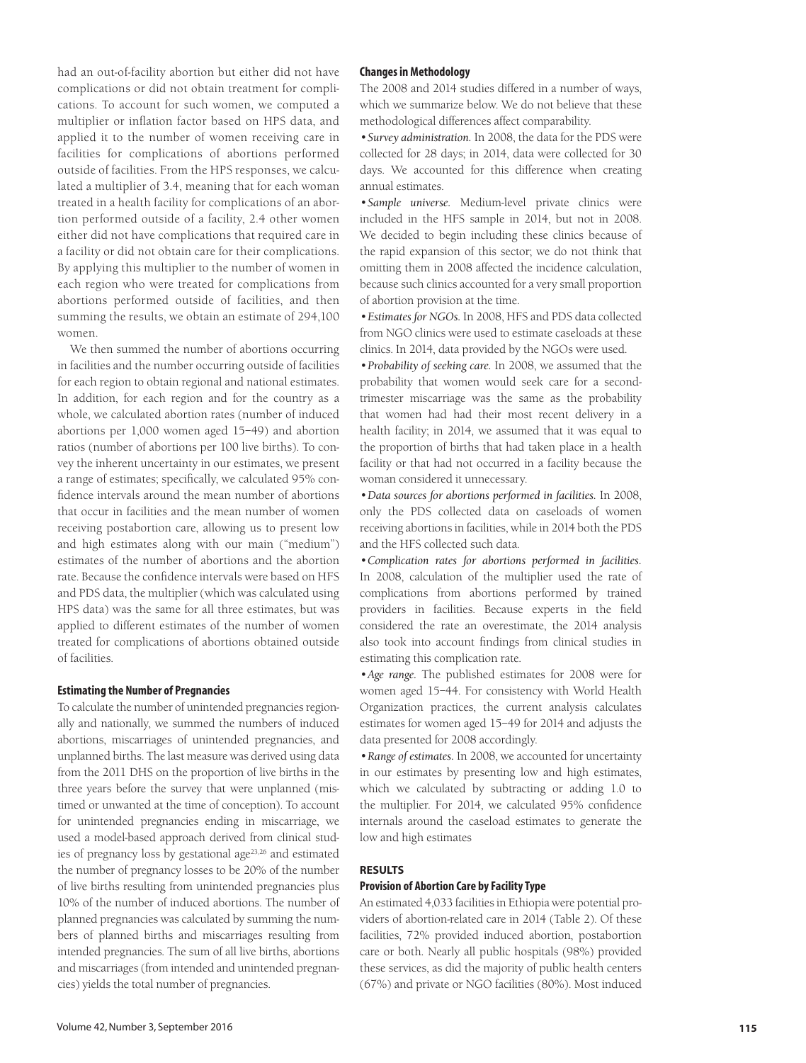had an out-of-facility abortion but either did not have complications or did not obtain treatment for complications. To account for such women, we computed a multiplier or inflation factor based on HPS data, and applied it to the number of women receiving care in facilities for complications of abortions performed outside of facilities. From the HPS responses, we calculated a multiplier of 3.4, meaning that for each woman treated in a health facility for complications of an abortion performed outside of a facility, 2.4 other women either did not have complications that required care in a facility or did not obtain care for their complications. By applying this multiplier to the number of women in each region who were treated for complications from abortions performed outside of facilities, and then summing the results, we obtain an estimate of 294,100 women.

We then summed the number of abortions occurring in facilities and the number occurring outside of facilities for each region to obtain regional and national estimates. In addition, for each region and for the country as a whole, we calculated abortion rates (number of induced abortions per 1,000 women aged 15–49) and abortion ratios (number of abortions per 100 live births). To convey the inherent uncertainty in our estimates, we present a range of estimates; specifically, we calculated 95% confidence intervals around the mean number of abortions that occur in facilities and the mean number of women receiving postabortion care, allowing us to present low and high estimates along with our main ("medium") estimates of the number of abortions and the abortion rate. Because the confidence intervals were based on HFS and PDS data, the multiplier (which was calculated using HPS data) was the same for all three estimates, but was applied to different estimates of the number of women treated for complications of abortions obtained outside of facilities.

### Estimating the Number of Pregnancies

To calculate the number of unintended pregnancies regionally and nationally, we summed the numbers of induced abortions, miscarriages of unintended pregnancies, and unplanned births. The last measure was derived using data from the 2011 DHS on the proportion of live births in the three years before the survey that were unplanned (mistimed or unwanted at the time of conception). To account for unintended pregnancies ending in miscarriage, we used a model-based approach derived from clinical studies of pregnancy loss by gestational age[23,26] and estimated the number of pregnancy losses to be 20% of the number of live births resulting from unintended pregnancies plus 10% of the number of induced abortions. The number of planned pregnancies was calculated by summing the numbers of planned births and miscarriages resulting from intended pregnancies. The sum of all live births, abortions and miscarriages (from intended and unintended pregnancies) yields the total number of pregnancies.

### Changes in Methodology

The 2008 and 2014 studies differed in a number of ways, which we summarize below. We do not believe that these methodological differences affect comparability.

- *Survey administration.* In 2008, the data for the PDS were collected for 28 days; in 2014, data were collected for 30 days. We accounted for this difference when creating annual estimates.
- *Sample universe.* Medium-level private clinics were included in the HFS sample in 2014, but not in 2008. We decided to begin including these clinics because of the rapid expansion of this sector; we do not think that omitting them in 2008 affected the incidence calculation, because such clinics accounted for a very small proportion of abortion provision at the time.
- *Estimates for NGOs.* In 2008, HFS and PDS data collected from NGO clinics were used to estimate caseloads at these clinics. In 2014, data provided by the NGOs were used.
- *Probability of seeking care.* In 2008, we assumed that the probability that women would seek care for a second-trimester miscarriage was the same as the probability that women had had their most recent delivery in a health facility; in 2014, we assumed that it was equal to the proportion of births that had taken place in a health facility or that had not occurred in a facility because the woman considered it unnecessary.
- *Data sources for abortions performed in facilities.* In 2008, only the PDS collected data on caseloads of women receiving abortions in facilities, while in 2014 both the PDS and the HFS collected such data.
- *Complication rates for abortions performed in facilities.* In 2008, calculation of the multiplier used the rate of complications from abortions performed by trained providers in facilities. Because experts in the field considered the rate an overestimate, the 2014 analysis also took into account findings from clinical studies in estimating this complication rate.
- *Age range.* The published estimates for 2008 were for women aged 15–44. For consistency with World Health Organization practices, the current analysis calculates estimates for women aged 15–49 for 2014 and adjusts the data presented for 2008 accordingly.
- *Range of estimates.* In 2008, we accounted for uncertainty in our estimates by presenting low and high estimates, which we calculated by subtracting or adding 1.0 to the multiplier. For 2014, we calculated 95% confidence internals around the caseload estimates to generate the low and high estimates

## RESULTS

### Provision of Abortion Care by Facility Type

An estimated 4,033 facilities in Ethiopia were potential providers of abortion-related care in 2014 (Table 2). Of these facilities, 72% provided induced abortion, postabortion care or both. Nearly all public hospitals (98%) provided these services, as did the majority of public health centers (67%) and private or NGO facilities (80%). Most induced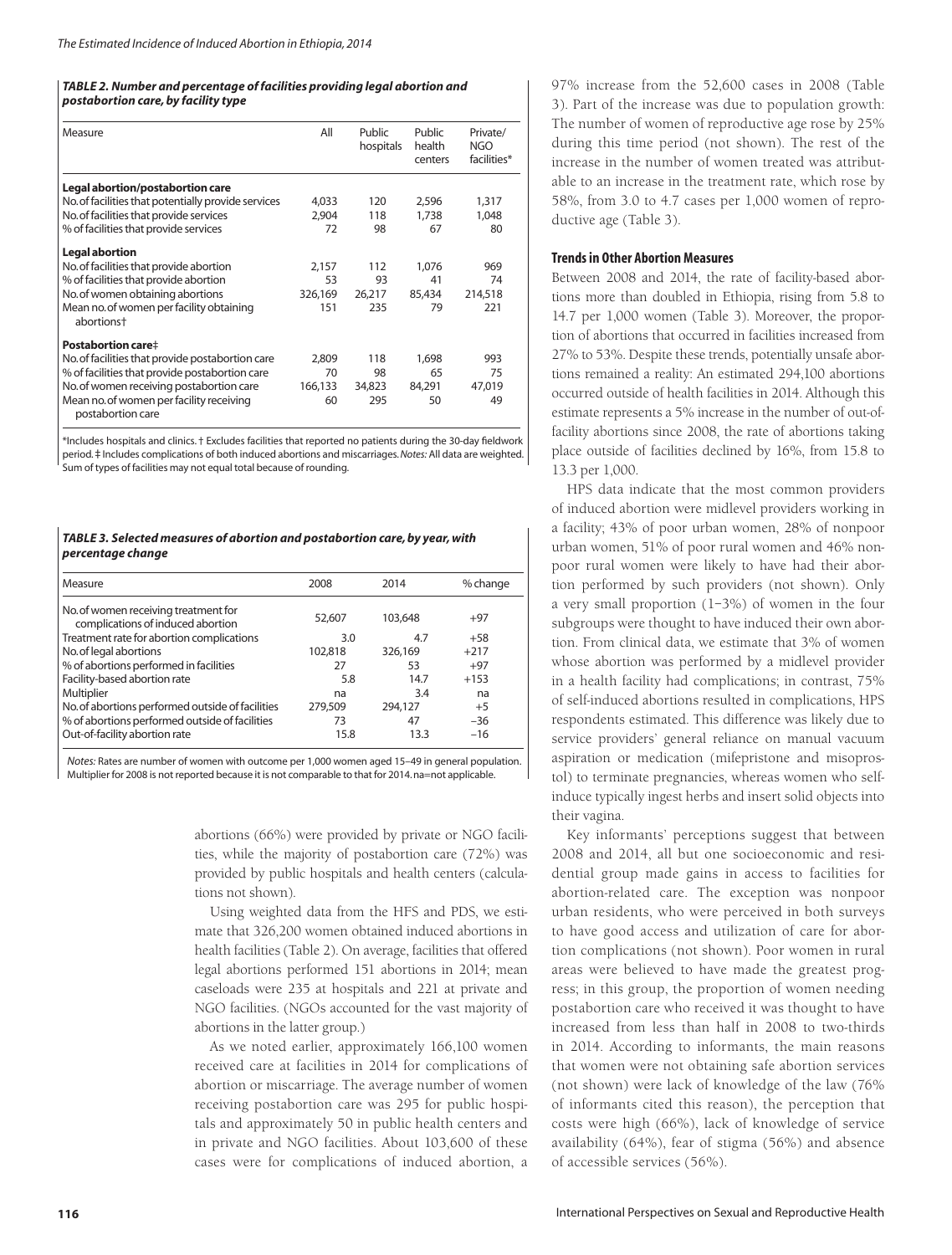***TABLE 2. Number and percentage of facilities providing legal abortion and postabortion care, by facility type***

| Measure | All | Public hospitals | Public health centers | Private/ NGO facilities* |
|---|---|---|---|---|
| **Legal abortion/postabortion care** | | | | |
| No. of facilities that potentially provide services | 4,033 | 120 | 2,596 | 1,317 |
| No. of facilities that provide services | 2,904 | 118 | 1,738 | 1,048 |
| % of facilities that provide services | 72 | 98 | 67 | 80 |
| **Legal abortion** | | | | |
| No. of facilities that provide abortion | 2,157 | 112 | 1,076 | 969 |
| % of facilities that provide abortion | 53 | 93 | 41 | 74 |
| No. of women obtaining abortions | 326,169 | 26,217 | 85,434 | 214,518 |
| Mean no. of women per facility obtaining abortions† | 151 | 235 | 79 | 221 |
| **Postabortion care‡** | | | | |
| No. of facilities that provide postabortion care | 2,809 | 118 | 1,698 | 993 |
| % of facilities that provide postabortion care | 70 | 98 | 65 | 75 |
| No. of women receiving postabortion care | 166,133 | 34,823 | 84,291 | 47,019 |
| Mean no. of women per facility receiving postabortion care | 60 | 295 | 50 | 49 |

*Includes hospitals and clinics. † Excludes facilities that reported no patients during the 30-day fieldwork period. ‡ Includes complications of both induced abortions and miscarriages. *Notes:* All data are weighted. Sum of types of facilities may not equal total because of rounding.

***TABLE 3. Selected measures of abortion and postabortion care, by year, with percentage change***

| Measure | 2008 | 2014 | % change |
|---|---|---|---|
| No. of women receiving treatment for complications of induced abortion | 52,607 | 103,648 | +97 |
| Treatment rate for abortion complications | 3.0 | 4.7 | +58 |
| No. of legal abortions | 102,818 | 326,169 | +217 |
| % of abortions performed in facilities | 27 | 53 | +97 |
| Facility-based abortion rate | 5.8 | 14.7 | +153 |
| Multiplier | na | 3.4 | na |
| No. of abortions performed outside of facilities | 279,509 | 294,127 | +5 |
| % of abortions performed outside of facilities | 73 | 47 | −36 |
| Out-of-facility abortion rate | 15.8 | 13.3 | −16 |

*Notes:* Rates are number of women with outcome per 1,000 women aged 15–49 in general population. Multiplier for 2008 is not reported because it is not comparable to that for 2014. na=not applicable.

abortions (66%) were provided by private or NGO facilities, while the majority of postabortion care (72%) was provided by public hospitals and health centers (calculations not shown).

Using weighted data from the HFS and PDS, we estimate that 326,200 women obtained induced abortions in health facilities (Table 2). On average, facilities that offered legal abortions performed 151 abortions in 2014; mean caseloads were 235 at hospitals and 221 at private and NGO facilities. (NGOs accounted for the vast majority of abortions in the latter group.)

As we noted earlier, approximately 166,100 women received care at facilities in 2014 for complications of abortion or miscarriage. The average number of women receiving postabortion care was 295 for public hospitals and approximately 50 in public health centers and in private and NGO facilities. About 103,600 of these cases were for complications of induced abortion, a 97% increase from the 52,600 cases in 2008 (Table 3). Part of the increase was due to population growth: The number of women of reproductive age rose by 25% during this time period (not shown). The rest of the increase in the number of women treated was attributable to an increase in the treatment rate, which rose by 58%, from 3.0 to 4.7 cases per 1,000 women of reproductive age (Table 3).

### Trends in Other Abortion Measures

Between 2008 and 2014, the rate of facility-based abortions more than doubled in Ethiopia, rising from 5.8 to 14.7 per 1,000 women (Table 3). Moreover, the proportion of abortions that occurred in facilities increased from 27% to 53%. Despite these trends, potentially unsafe abortions remained a reality: An estimated 294,100 abortions occurred outside of health facilities in 2014. Although this estimate represents a 5% increase in the number of out-of-facility abortions since 2008, the rate of abortions taking place outside of facilities declined by 16%, from 15.8 to 13.3 per 1,000.

HPS data indicate that the most common providers of induced abortion were midlevel providers working in a facility; 43% of poor urban women, 28% of nonpoor urban women, 51% of poor rural women and 46% nonpoor rural women were likely to have had their abortion performed by such providers (not shown). Only a very small proportion (1–3%) of women in the four subgroups were thought to have induced their own abortion. From clinical data, we estimate that 3% of women whose abortion was performed by a midlevel provider in a health facility had complications; in contrast, 75% of self-induced abortions resulted in complications, HPS respondents estimated. This difference was likely due to service providers' general reliance on manual vacuum aspiration or medication (mifepristone and misoprostol) to terminate pregnancies, whereas women who self-induce typically ingest herbs and insert solid objects into their vagina.

Key informants' perceptions suggest that between 2008 and 2014, all but one socioeconomic and residential group made gains in access to facilities for abortion-related care. The exception was nonpoor urban residents, who were perceived in both surveys to have good access and utilization of care for abortion complications (not shown). Poor women in rural areas were believed to have made the greatest progress; in this group, the proportion of women needing postabortion care who received it was thought to have increased from less than half in 2008 to two-thirds in 2014. According to informants, the main reasons that women were not obtaining safe abortion services (not shown) were lack of knowledge of the law (76% of informants cited this reason), the perception that costs were high (66%), lack of knowledge of service availability (64%), fear of stigma (56%) and absence of accessible services (56%).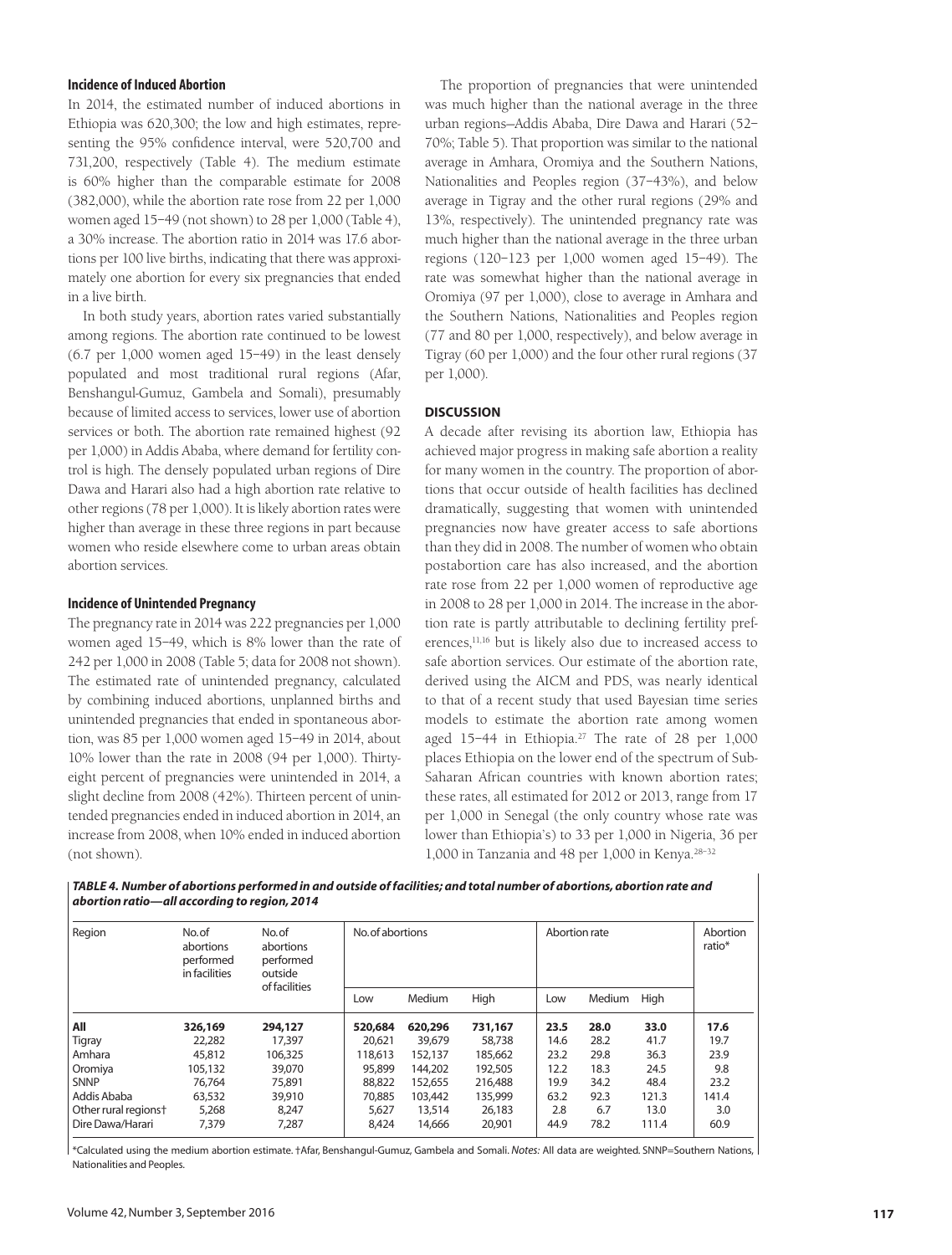### Incidence of Induced Abortion

In 2014, the estimated number of induced abortions in Ethiopia was 620,300; the low and high estimates, representing the 95% confidence interval, were 520,700 and 731,200, respectively (Table 4). The medium estimate is 60% higher than the comparable estimate for 2008 (382,000), while the abortion rate rose from 22 per 1,000 women aged 15–49 (not shown) to 28 per 1,000 (Table 4), a 30% increase. The abortion ratio in 2014 was 17.6 abortions per 100 live births, indicating that there was approximately one abortion for every six pregnancies that ended in a live birth.

In both study years, abortion rates varied substantially among regions. The abortion rate continued to be lowest (6.7 per 1,000 women aged 15–49) in the least densely populated and most traditional rural regions (Afar, Benshangul-Gumuz, Gambela and Somali), presumably because of limited access to services, lower use of abortion services or both. The abortion rate remained highest (92 per 1,000) in Addis Ababa, where demand for fertility control is high. The densely populated urban regions of Dire Dawa and Harari also had a high abortion rate relative to other regions (78 per 1,000). It is likely abortion rates were higher than average in these three regions in part because women who reside elsewhere come to urban areas obtain abortion services.

### Incidence of Unintended Pregnancy

The pregnancy rate in 2014 was 222 pregnancies per 1,000 women aged 15–49, which is 8% lower than the rate of 242 per 1,000 in 2008 (Table 5; data for 2008 not shown). The estimated rate of unintended pregnancy, calculated by combining induced abortions, unplanned births and unintended pregnancies that ended in spontaneous abortion, was 85 per 1,000 women aged 15–49 in 2014, about 10% lower than the rate in 2008 (94 per 1,000). Thirty-eight percent of pregnancies were unintended in 2014, a slight decline from 2008 (42%). Thirteen percent of unintended pregnancies ended in induced abortion in 2014, an increase from 2008, when 10% ended in induced abortion (not shown).

The proportion of pregnancies that were unintended was much higher than the national average in the three urban regions—Addis Ababa, Dire Dawa and Harari (52–70%; Table 5). That proportion was similar to the national average in Amhara, Oromiya and the Southern Nations, Nationalities and Peoples region (37–43%), and below average in Tigray and the other rural regions (29% and 13%, respectively). The unintended pregnancy rate was much higher than the national average in the three urban regions (120–123 per 1,000 women aged 15–49). The rate was somewhat higher than the national average in Oromiya (97 per 1,000), close to average in Amhara and the Southern Nations, Nationalities and Peoples region (77 and 80 per 1,000, respectively), and below average in Tigray (60 per 1,000) and the four other rural regions (37 per 1,000).

## DISCUSSION

A decade after revising its abortion law, Ethiopia has achieved major progress in making safe abortion a reality for many women in the country. The proportion of abortions that occur outside of health facilities has declined dramatically, suggesting that women with unintended pregnancies now have greater access to safe abortions than they did in 2008. The number of women who obtain postabortion care has also increased, and the abortion rate rose from 22 per 1,000 women of reproductive age in 2008 to 28 per 1,000 in 2014. The increase in the abortion rate is partly attributable to declining fertility preferences,[11,16] but is likely also due to increased access to safe abortion services. Our estimate of the abortion rate, derived using the AICM and PDS, was nearly identical to that of a recent study that used Bayesian time series models to estimate the abortion rate among women aged 15–44 in Ethiopia.[27] The rate of 28 per 1,000 places Ethiopia on the lower end of the spectrum of Sub-Saharan African countries with known abortion rates; these rates, all estimated for 2012 or 2013, range from 17 per 1,000 in Senegal (the only country whose rate was lower than Ethiopia's) to 33 per 1,000 in Nigeria, 36 per 1,000 in Tanzania and 48 per 1,000 in Kenya.[28–32]

***TABLE 4. Number of abortions performed in and outside of facilities; and total number of abortions, abortion rate and abortion ratio—all according to region, 2014***

| Region | No. of abortions performed in facilities | No. of abortions performed outside of facilities | No. of abortions | | | Abortion rate | | | Abortion ratio* |
|---|---|---|---|---|---|---|---|---|---|
| | | | Low | Medium | High | Low | Medium | High | |
| **All** | **326,169** | **294,127** | **520,684** | **620,296** | **731,167** | **23.5** | **28.0** | **33.0** | **17.6** |
| Tigray | 22,282 | 17,397 | 20,621 | 39,679 | 58,738 | 14.6 | 28.2 | 41.7 | 19.7 |
| Amhara | 45,812 | 106,325 | 118,613 | 152,137 | 185,662 | 23.2 | 29.8 | 36.3 | 23.9 |
| Oromiya | 105,132 | 39,070 | 95,899 | 144,202 | 192,505 | 12.2 | 18.3 | 24.5 | 9.8 |
| SNNP | 76,764 | 75,891 | 88,822 | 152,655 | 216,488 | 19.9 | 34.2 | 48.4 | 23.2 |
| Addis Ababa | 63,532 | 39,910 | 70,885 | 103,442 | 135,999 | 63.2 | 92.3 | 121.3 | 141.4 |
| Other rural regions† | 5,268 | 8,247 | 5,627 | 13,514 | 26,183 | 2.8 | 6.7 | 13.0 | 3.0 |
| Dire Dawa/Harari | 7,379 | 7,287 | 8,424 | 14,666 | 20,901 | 44.9 | 78.2 | 111.4 | 60.9 |

*Calculated using the medium abortion estimate. †Afar, Benshangul-Gumuz, Gambela and Somali. *Notes:* All data are weighted. SNNP=Southern Nations, Nationalities and Peoples.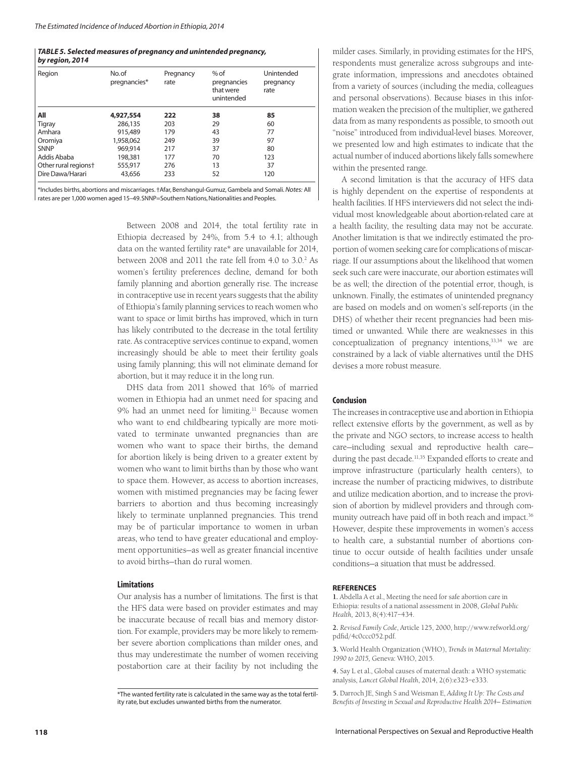***TABLE 5. Selected measures of pregnancy and unintended pregnancy, by region, 2014***

| Region | No. of pregnancies* | Pregnancy rate | % of pregnancies that were unintended | Unintended pregnancy rate |
|---|---|---|---|---|
| **All** | **4,927,554** | **222** | **38** | **85** |
| Tigray | 286,135 | 203 | 29 | 60 |
| Amhara | 915,489 | 179 | 43 | 77 |
| Oromiya | 1,958,062 | 249 | 39 | 97 |
| SNNP | 969,914 | 217 | 37 | 80 |
| Addis Ababa | 198,381 | 177 | 70 | 123 |
| Other rural regions† | 555,917 | 276 | 13 | 37 |
| Dire Dawa/Harari | 43,656 | 233 | 52 | 120 |

*Includes births, abortions and miscarriages. †Afar, Benshangul-Gumuz, Gambela and Somali. *Notes:* All rates are per 1,000 women aged 15–49. SNNP=Southern Nations, Nationalities and Peoples.

Between 2008 and 2014, the total fertility rate in Ethiopia decreased by 24%, from 5.4 to 4.1; although data on the wanted fertility rate* are unavailable for 2014, between 2008 and 2011 the rate fell from 4.0 to 3.0.[2] As women's fertility preferences decline, demand for both family planning and abortion generally rise. The increase in contraceptive use in recent years suggests that the ability of Ethiopia's family planning services to reach women who want to space or limit births has improved, which in turn has likely contributed to the decrease in the total fertility rate. As contraceptive services continue to expand, women increasingly should be able to meet their fertility goals using family planning; this will not eliminate demand for abortion, but it may reduce it in the long run.

DHS data from 2011 showed that 16% of married women in Ethiopia had an unmet need for spacing and 9% had an unmet need for limiting.[11] Because women who want to end childbearing typically are more motivated to terminate unwanted pregnancies than are women who want to space their births, the demand for abortion likely is being driven to a greater extent by women who want to limit births than by those who want to space them. However, as access to abortion increases, women with mistimed pregnancies may be facing fewer barriers to abortion and thus becoming increasingly likely to terminate unplanned pregnancies. This trend may be of particular importance to women in urban areas, who tend to have greater educational and employment opportunities—as well as greater financial incentive to avoid births—than do rural women.

### Limitations

Our analysis has a number of limitations. The first is that the HFS data were based on provider estimates and may be inaccurate because of recall bias and memory distortion. For example, providers may be more likely to remember severe abortion complications than milder ones, and thus may underestimate the number of women receiving postabortion care at their facility by not including the milder cases. Similarly, in providing estimates for the HPS, respondents must generalize across subgroups and integrate information, impressions and anecdotes obtained from a variety of sources (including the media, colleagues and personal observations). Because biases in this information weaken the precision of the multiplier, we gathered data from as many respondents as possible, to smooth out "noise" introduced from individual-level biases. Moreover, we presented low and high estimates to indicate that the actual number of induced abortions likely falls somewhere within the presented range.

A second limitation is that the accuracy of HFS data is highly dependent on the expertise of respondents at health facilities. If HFS interviewers did not select the individual most knowledgeable about abortion-related care at a health facility, the resulting data may not be accurate. Another limitation is that we indirectly estimated the proportion of women seeking care for complications of miscarriage. If our assumptions about the likelihood that women seek such care were inaccurate, our abortion estimates will be as well; the direction of the potential error, though, is unknown. Finally, the estimates of unintended pregnancy are based on models and on women's self-reports (in the DHS) of whether their recent pregnancies had been mistimed or unwanted. While there are weaknesses in this conceptualization of pregnancy intentions,[33,34] we are constrained by a lack of viable alternatives until the DHS devises a more robust measure.

*The wanted fertility rate is calculated in the same way as the total fertility rate, but excludes unwanted births from the numerator.

### Conclusion

The increases in contraceptive use and abortion in Ethiopia reflect extensive efforts by the government, as well as by the private and NGO sectors, to increase access to health care—including sexual and reproductive health care—during the past decade.[11,35] Expanded efforts to create and improve infrastructure (particularly health centers), to increase the number of practicing midwives, to distribute and utilize medication abortion, and to increase the provision of abortion by midlevel providers and through community outreach have paid off in both reach and impact.[36] However, despite these improvements in women's access to health care, a substantial number of abortions continue to occur outside of health facilities under unsafe conditions—a situation that must be addressed.

### REFERENCES

**1.** Abdella A et al., Meeting the need for safe abortion care in Ethiopia: results of a national assessment in 2008, *Global Public Health,* 2013, 8(4):417–434.

**2.** *Revised Family Code*, Article 125, 2000, http://www.refworld.org/pdfid/4c0ccc052.pdf.

**3.** World Health Organization (WHO), *Trends in Maternal Mortality: 1990 to 2015,* Geneva: WHO, 2015.

**4.** Say L et al., Global causes of maternal death: a WHO systematic analysis, *Lancet Global Health*, 2014, 2(6):e323–e333.

**5.** Darroch JE, Singh S and Weisman E, *Adding It Up: The Costs and Benefits of Investing in Sexual and Reproductive Health 2014—Estimation*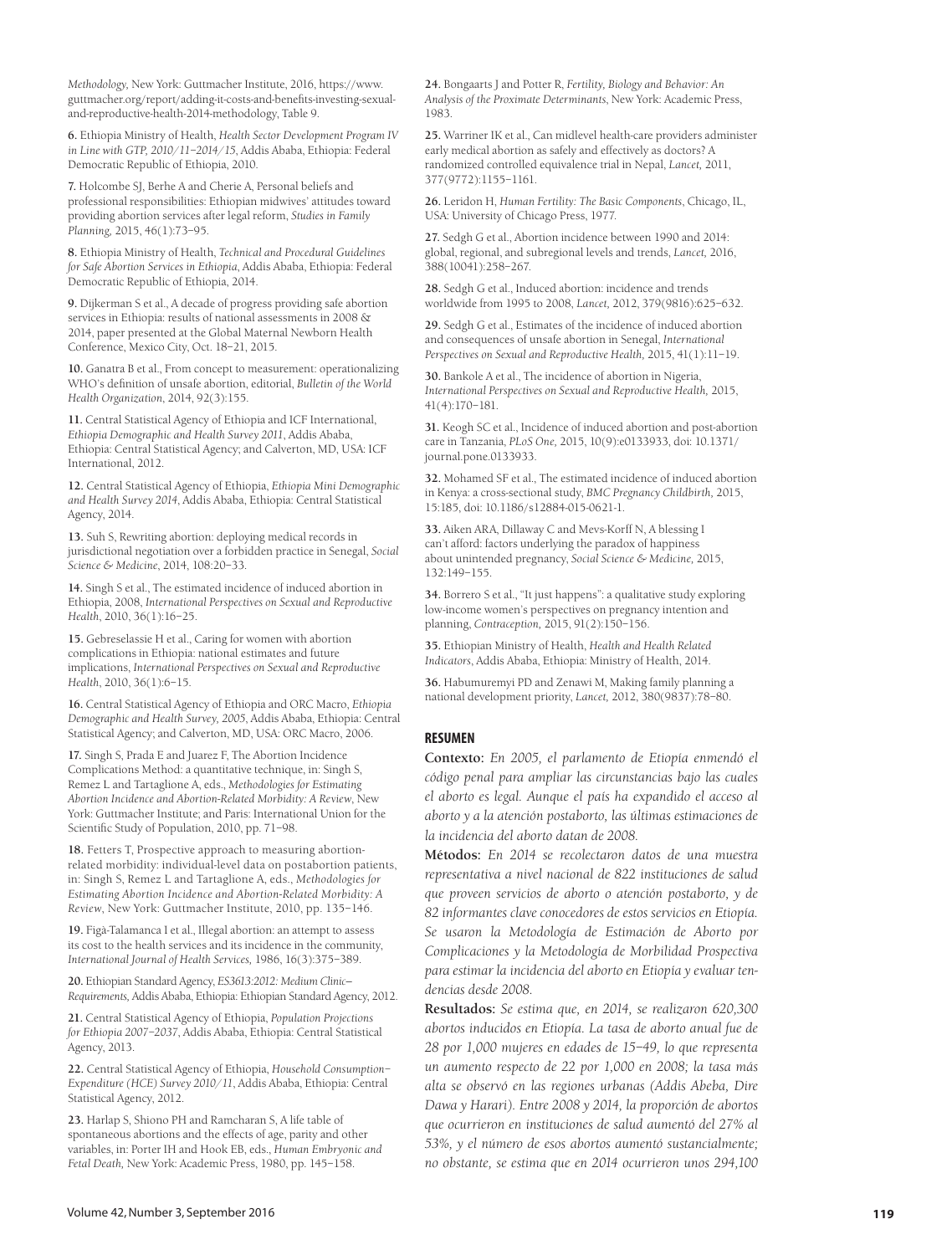*Methodology*, New York: Guttmacher Institute, 2016, https://www.guttmacher.org/report/adding-it-costs-and-benefits-investing-sexual-and-reproductive-health-2014-methodology, Table 9.

**6.** Ethiopia Ministry of Health, *Health Sector Development Program IV in Line with GTP, 2010/11–2014/15*, Addis Ababa, Ethiopia: Federal Democratic Republic of Ethiopia, 2010.

**7.** Holcombe SJ, Berhe A and Cherie A, Personal beliefs and professional responsibilities: Ethiopian midwives' attitudes toward providing abortion services after legal reform, *Studies in Family Planning,* 2015, 46(1):73–95.

**8.** Ethiopia Ministry of Health, *Technical and Procedural Guidelines for Safe Abortion Services in Ethiopia*, Addis Ababa, Ethiopia: Federal Democratic Republic of Ethiopia, 2014.

**9.** Dijkerman S et al., A decade of progress providing safe abortion services in Ethiopia: results of national assessments in 2008 & 2014, paper presented at the Global Maternal Newborn Health Conference, Mexico City, Oct. 18–21, 2015.

**10.** Ganatra B et al., From concept to measurement: operationalizing WHO's definition of unsafe abortion, editorial, *Bulletin of the World Health Organization*, 2014, 92(3):155.

**11.** Central Statistical Agency of Ethiopia and ICF International, *Ethiopia Demographic and Health Survey 2011*, Addis Ababa, Ethiopia: Central Statistical Agency; and Calverton, MD, USA: ICF International, 2012.

**12.** Central Statistical Agency of Ethiopia, *Ethiopia Mini Demographic and Health Survey 2014*, Addis Ababa, Ethiopia: Central Statistical Agency, 2014.

**13.** Suh S, Rewriting abortion: deploying medical records in jurisdictional negotiation over a forbidden practice in Senegal, *Social Science & Medicine*, 2014, 108:20–33.

**14.** Singh S et al., The estimated incidence of induced abortion in Ethiopia, 2008, *International Perspectives on Sexual and Reproductive Health*, 2010, 36(1):16–25.

**15.** Gebreselassie H et al., Caring for women with abortion complications in Ethiopia: national estimates and future implications, *International Perspectives on Sexual and Reproductive Health*, 2010, 36(1):6–15.

**16.** Central Statistical Agency of Ethiopia and ORC Macro, *Ethiopia Demographic and Health Survey, 2005*, Addis Ababa, Ethiopia: Central Statistical Agency; and Calverton, MD, USA: ORC Macro, 2006.

**17.** Singh S, Prada E and Juarez F, The Abortion Incidence Complications Method: a quantitative technique, in: Singh S, Remez L and Tartaglione A, eds., *Methodologies for Estimating Abortion Incidence and Abortion-Related Morbidity: A Review*, New York: Guttmacher Institute; and Paris: International Union for the Scientific Study of Population, 2010, pp. 71–98.

**18.** Fetters T, Prospective approach to measuring abortion-related morbidity: individual-level data on postabortion patients, in: Singh S, Remez L and Tartaglione A, eds., *Methodologies for Estimating Abortion Incidence and Abortion-Related Morbidity: A Review*, New York: Guttmacher Institute, 2010, pp. 135–146.

**19.** Figà-Talamanca I et al., Illegal abortion: an attempt to assess its cost to the health services and its incidence in the community, *International Journal of Health Services,* 1986, 16(3):375–389.

**20.** Ethiopian Standard Agency, *ES3613:2012: Medium Clinic—Requirements*, Addis Ababa, Ethiopia: Ethiopian Standard Agency, 2012.

**21.** Central Statistical Agency of Ethiopia, *Population Projections for Ethiopia 2007–2037*, Addis Ababa, Ethiopia: Central Statistical Agency, 2013.

**22.** Central Statistical Agency of Ethiopia, *Household Consumption–Expenditure (HCE) Survey 2010/11*, Addis Ababa, Ethiopia: Central Statistical Agency, 2012.

**23.** Harlap S, Shiono PH and Ramcharan S, A life table of spontaneous abortions and the effects of age, parity and other variables, in: Porter IH and Hook EB, eds., *Human Embryonic and Fetal Death,* New York: Academic Press, 1980, pp. 145–158.

**24.** Bongaarts J and Potter R, *Fertility, Biology and Behavior: An Analysis of the Proximate Determinants*, New York: Academic Press, 1983.

**25.** Warriner IK et al., Can midlevel health-care providers administer early medical abortion as safely and effectively as doctors? A randomized controlled equivalence trial in Nepal, *Lancet,* 2011, 377(9772):1155–1161.

**26.** Leridon H, *Human Fertility: The Basic Components*, Chicago, IL, USA: University of Chicago Press, 1977.

**27.** Sedgh G et al., Abortion incidence between 1990 and 2014: global, regional, and subregional levels and trends, *Lancet,* 2016, 388(10041):258–267.

**28.** Sedgh G et al., Induced abortion: incidence and trends worldwide from 1995 to 2008, *Lancet,* 2012, 379(9816):625–632.

**29.** Sedgh G et al., Estimates of the incidence of induced abortion and consequences of unsafe abortion in Senegal, *International Perspectives on Sexual and Reproductive Health,* 2015, 41(1):11–19.

**30.** Bankole A et al., The incidence of abortion in Nigeria, *International Perspectives on Sexual and Reproductive Health,* 2015, 41(4):170–181.

**31.** Keogh SC et al., Incidence of induced abortion and post-abortion care in Tanzania, *PLoS One,* 2015, 10(9):e0133933, doi: 10.1371/journal.pone.0133933.

**32.** Mohamed SF et al., The estimated incidence of induced abortion in Kenya: a cross-sectional study, *BMC Pregnancy Childbirth,* 2015, 15:185, doi: 10.1186/s12884-015-0621-1.

**33.** Aiken ARA, Dillaway C and Mevs-Korff N, A blessing I can't afford: factors underlying the paradox of happiness about unintended pregnancy, *Social Science & Medicine,* 2015, 132:149–155.

**34.** Borrero S et al., "It just happens": a qualitative study exploring low-income women's perspectives on pregnancy intention and planning, *Contraception,* 2015, 91(2):150–156.

**35.** Ethiopian Ministry of Health, *Health and Health Related Indicators*, Addis Ababa, Ethiopia: Ministry of Health, 2014.

**36.** Habumuremyi PD and Zenawi M, Making family planning a national development priority, *Lancet,* 2012, 380(9837):78–80.

## RESUMEN

**Contexto:** *En 2005, el parlamento de Etiopía enmendó el código penal para ampliar las circunstancias bajo las cuales el aborto es legal. Aunque el país ha expandido el acceso al aborto y a la atención postaborto, las últimas estimaciones de la incidencia del aborto datan de 2008.*

**Métodos:** *En 2014 se recolectaron datos de una muestra representativa a nivel nacional de 822 instituciones de salud que proveen servicios de aborto o atención postaborto, y de 82 informantes clave conocedores de estos servicios en Etiopía. Se usaron la Metodología de Estimación de Aborto por Complicaciones y la Metodología de Morbilidad Prospectiva para estimar la incidencia del aborto en Etiopía y evaluar tendencias desde 2008.*

**Resultados:** *Se estima que, en 2014, se realizaron 620,300 abortos inducidos en Etiopía. La tasa de aborto anual fue de 28 por 1,000 mujeres en edades de 15–49, lo que representa un aumento respecto de 22 por 1,000 en 2008; la tasa más alta se observó en las regiones urbanas (Addis Abeba, Dire Dawa y Harari). Entre 2008 y 2014, la proporción de abortos que ocurrieron en instituciones de salud aumentó del 27% al 53%, y el número de esos abortos aumentó sustancialmente; no obstante, se estima que en 2014 ocurrieron unos 294,100*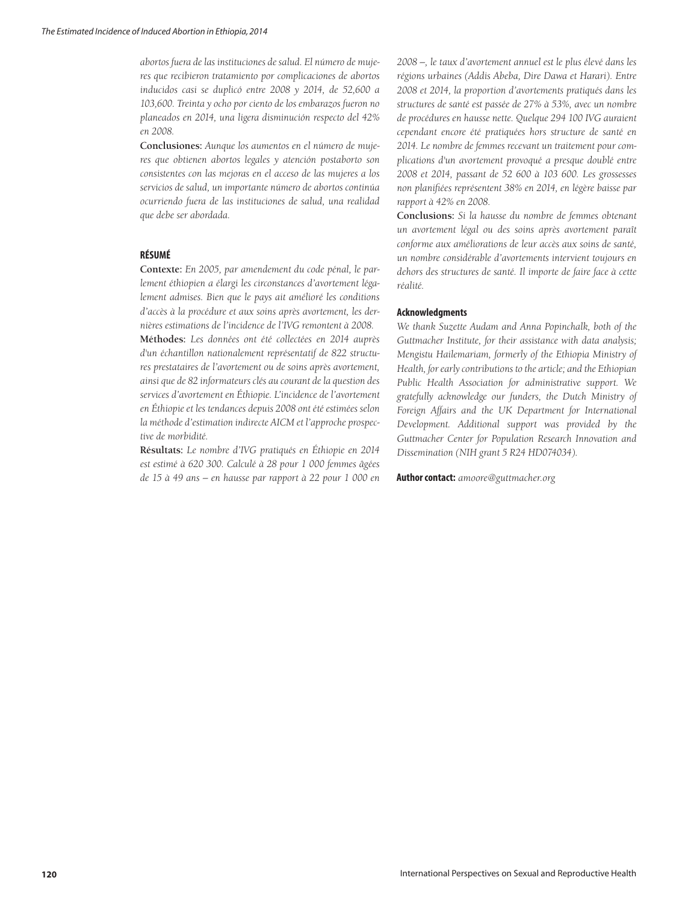*abortos fuera de las instituciones de salud. El número de mujeres que recibieron tratamiento por complicaciones de abortos inducidos casi se duplicó entre 2008 y 2014, de 52,600 a 103,600. Treinta y ocho por ciento de los embarazos fueron no planeados en 2014, una ligera disminución respecto del 42% en 2008.*

**Conclusiones:** *Aunque los aumentos en el número de mujeres que obtienen abortos legales y atención postaborto son consistentes con las mejoras en el acceso de las mujeres a los servicios de salud, un importante número de abortos continúa ocurriendo fuera de las instituciones de salud, una realidad que debe ser abordada.*

## RÉSUMÉ

**Contexte:** *En 2005, par amendement du code pénal, le parlement éthiopien a élargi les circonstances d'avortement légalement admises. Bien que le pays ait amélioré les conditions d'accès à la procédure et aux soins après avortement, les dernières estimations de l'incidence de l'IVG remontent à 2008.*

**Méthodes:** *Les données ont été collectées en 2014 auprès d'un échantillon nationalement représentatif de 822 structures prestataires de l'avortement ou de soins après avortement, ainsi que de 82 informateurs clés au courant de la question des services d'avortement en Éthiopie. L'incidence de l'avortement en Éthiopie et les tendances depuis 2008 ont été estimées selon la méthode d'estimation indirecte AICM et l'approche prospective de morbidité.*

**Résultats:** *Le nombre d'IVG pratiqués en Éthiopie en 2014 est estimé à 620 300. Calculé à 28 pour 1 000 femmes âgées de 15 à 49 ans – en hausse par rapport à 22 pour 1 000 en 2008 –, le taux d'avortement annuel est le plus élevé dans les régions urbaines (Addis Abeba, Dire Dawa et Harari). Entre 2008 et 2014, la proportion d'avortements pratiqués dans les structures de santé est passée de 27% à 53%, avec un nombre de procédures en hausse nette. Quelque 294 100 IVG auraient cependant encore été pratiquées hors structure de santé en 2014. Le nombre de femmes recevant un traitement pour complications d'un avortement provoqué a presque doublé entre 2008 et 2014, passant de 52 600 à 103 600. Les grossesses non planifiées représentent 38% en 2014, en légère baisse par rapport à 42% en 2008.*

**Conclusions:** *Si la hausse du nombre de femmes obtenant un avortement légal ou des soins après avortement paraît conforme aux améliorations de leur accès aux soins de santé, un nombre considérable d'avortements intervient toujours en dehors des structures de santé. Il importe de faire face à cette réalité.*

### Acknowledgments

*We thank Suzette Audam and Anna Popinchalk, both of the Guttmacher Institute, for their assistance with data analysis; Mengistu Hailemariam, formerly of the Ethiopia Ministry of Health, for early contributions to the article; and the Ethiopian Public Health Association for administrative support. We gratefully acknowledge our funders, the Dutch Ministry of Foreign Affairs and the UK Department for International Development. Additional support was provided by the Guttmacher Center for Population Research Innovation and Dissemination (NIH grant 5 R24 HD074034).*

**Author contact:** *amoore@guttmacher.org*